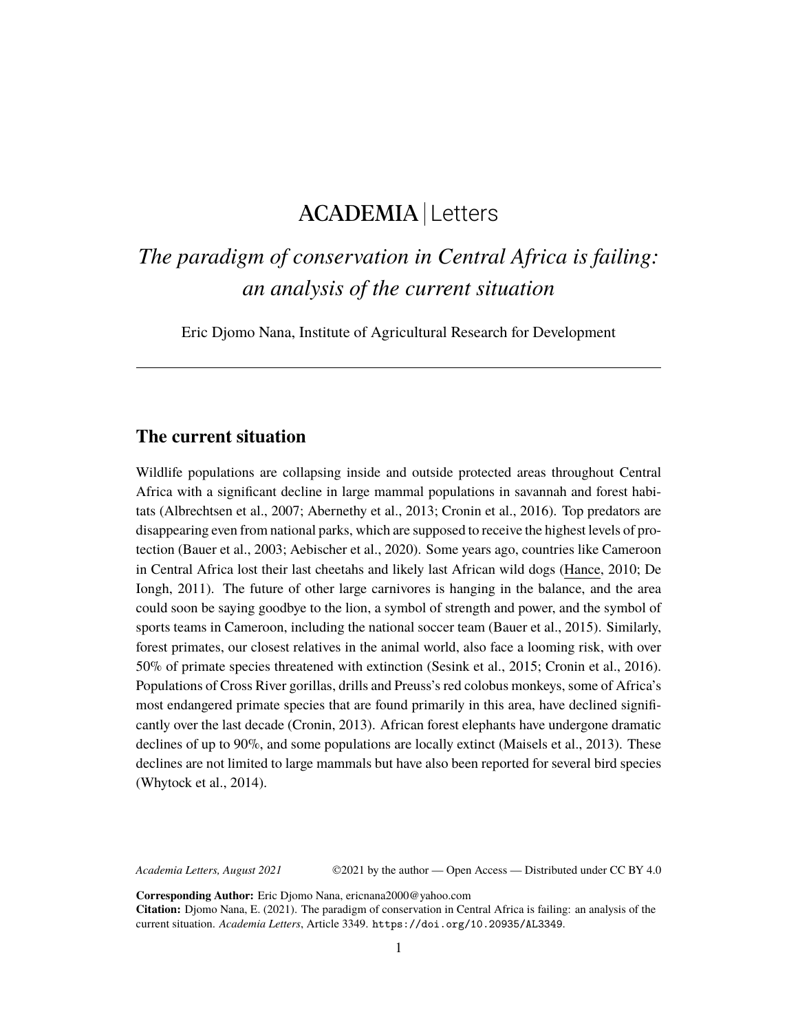ACADEMIA | Letters

# *The paradigm of conservation in Central Africa is failing: an analysis of the current situation*

Eric Djomo Nana, Institute of Agricultural Research for Development

---

## The current situation

Wildlife populations are collapsing inside and outside protected areas throughout Central Africa with a significant decline in large mammal populations in savannah and forest habitats (Albrechtsen et al., 2007; Abernethy et al., 2013; Cronin et al., 2016). Top predators are disappearing even from national parks, which are supposed to receive the highest levels of protection (Bauer et al., 2003; Aebischer et al., 2020). Some years ago, countries like Cameroon in Central Africa lost their last cheetahs and likely last African wild dogs (Hance, 2010; De Iongh, 2011). The future of other large carnivores is hanging in the balance, and the area could soon be saying goodbye to the lion, a symbol of strength and power, and the symbol of sports teams in Cameroon, including the national soccer team (Bauer et al., 2015). Similarly, forest primates, our closest relatives in the animal world, also face a looming risk, with over 50% of primate species threatened with extinction (Sesink et al., 2015; Cronin et al., 2016). Populations of Cross River gorillas, drills and Preuss's red colobus monkeys, some of Africa's most endangered primate species that are found primarily in this area, have declined significantly over the last decade (Cronin, 2013). African forest elephants have undergone dramatic declines of up to 90%, and some populations are locally extinct (Maisels et al., 2013). These declines are not limited to large mammals but have also been reported for several bird species (Whytock et al., 2014).

*Academia Letters, August 2021* ©2021 by the author — Open Access — Distributed under CC BY 4.0

**Corresponding Author:** Eric Djomo Nana, ericnana2000@yahoo.com

**Citation:** Djomo Nana, E. (2021). The paradigm of conservation in Central Africa is failing: an analysis of the current situation. *Academia Letters*, Article 3349. https://doi.org/10.20935/AL3349.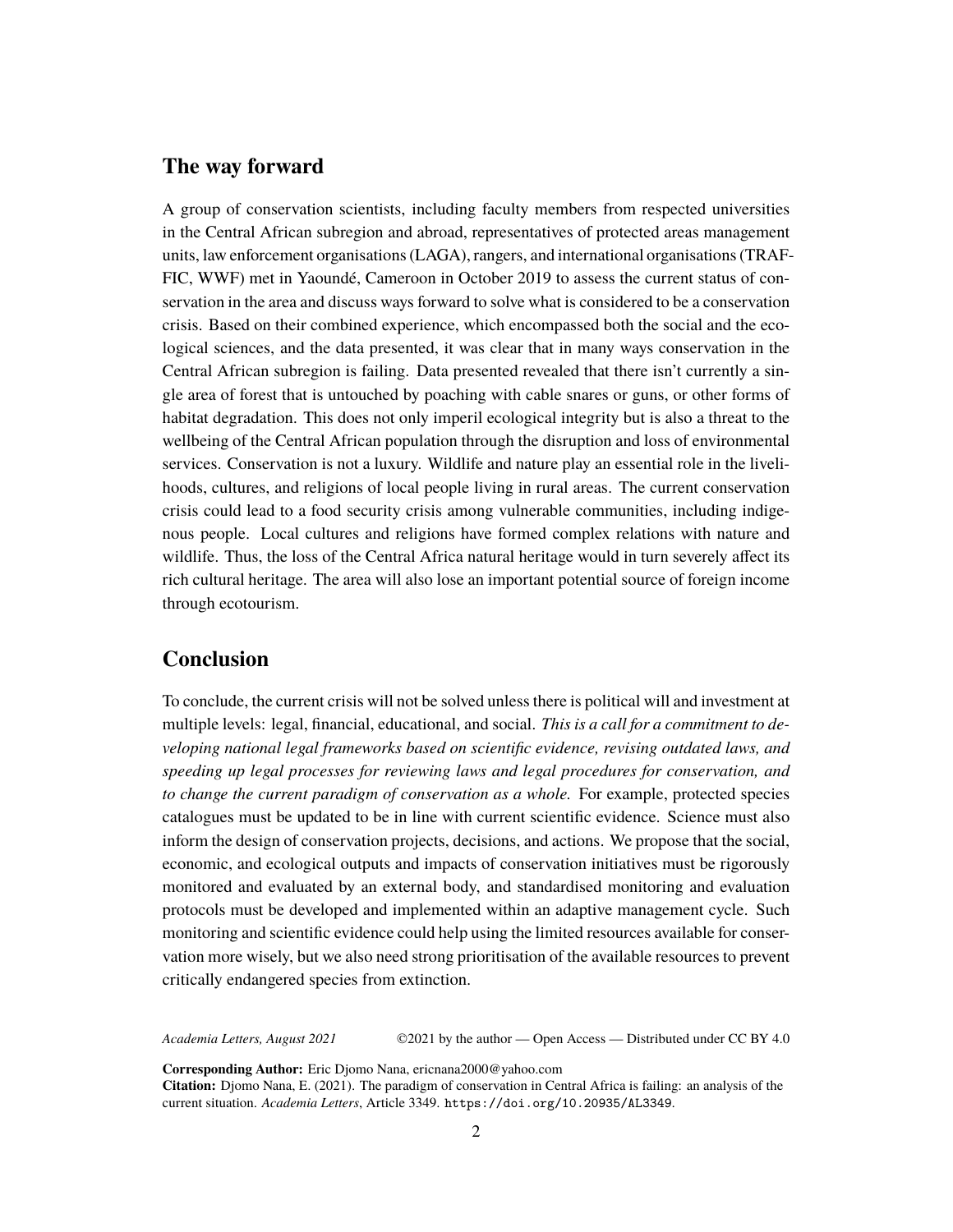## The way forward

A group of conservation scientists, including faculty members from respected universities in the Central African subregion and abroad, representatives of protected areas management units, law enforcement organisations (LAGA), rangers, and international organisations (TRAFFIC, WWF) met in Yaoundé, Cameroon in October 2019 to assess the current status of conservation in the area and discuss ways forward to solve what is considered to be a conservation crisis. Based on their combined experience, which encompassed both the social and the ecological sciences, and the data presented, it was clear that in many ways conservation in the Central African subregion is failing. Data presented revealed that there isn't currently a single area of forest that is untouched by poaching with cable snares or guns, or other forms of habitat degradation. This does not only imperil ecological integrity but is also a threat to the wellbeing of the Central African population through the disruption and loss of environmental services. Conservation is not a luxury. Wildlife and nature play an essential role in the livelihoods, cultures, and religions of local people living in rural areas. The current conservation crisis could lead to a food security crisis among vulnerable communities, including indigenous people. Local cultures and religions have formed complex relations with nature and wildlife. Thus, the loss of the Central Africa natural heritage would in turn severely affect its rich cultural heritage. The area will also lose an important potential source of foreign income through ecotourism.

## Conclusion

To conclude, the current crisis will not be solved unless there is political will and investment at multiple levels: legal, financial, educational, and social. *This is a call for a commitment to developing national legal frameworks based on scientific evidence, revising outdated laws, and speeding up legal processes for reviewing laws and legal procedures for conservation, and to change the current paradigm of conservation as a whole.* For example, protected species catalogues must be updated to be in line with current scientific evidence. Science must also inform the design of conservation projects, decisions, and actions. We propose that the social, economic, and ecological outputs and impacts of conservation initiatives must be rigorously monitored and evaluated by an external body, and standardised monitoring and evaluation protocols must be developed and implemented within an adaptive management cycle. Such monitoring and scientific evidence could help using the limited resources available for conservation more wisely, but we also need strong prioritisation of the available resources to prevent critically endangered species from extinction.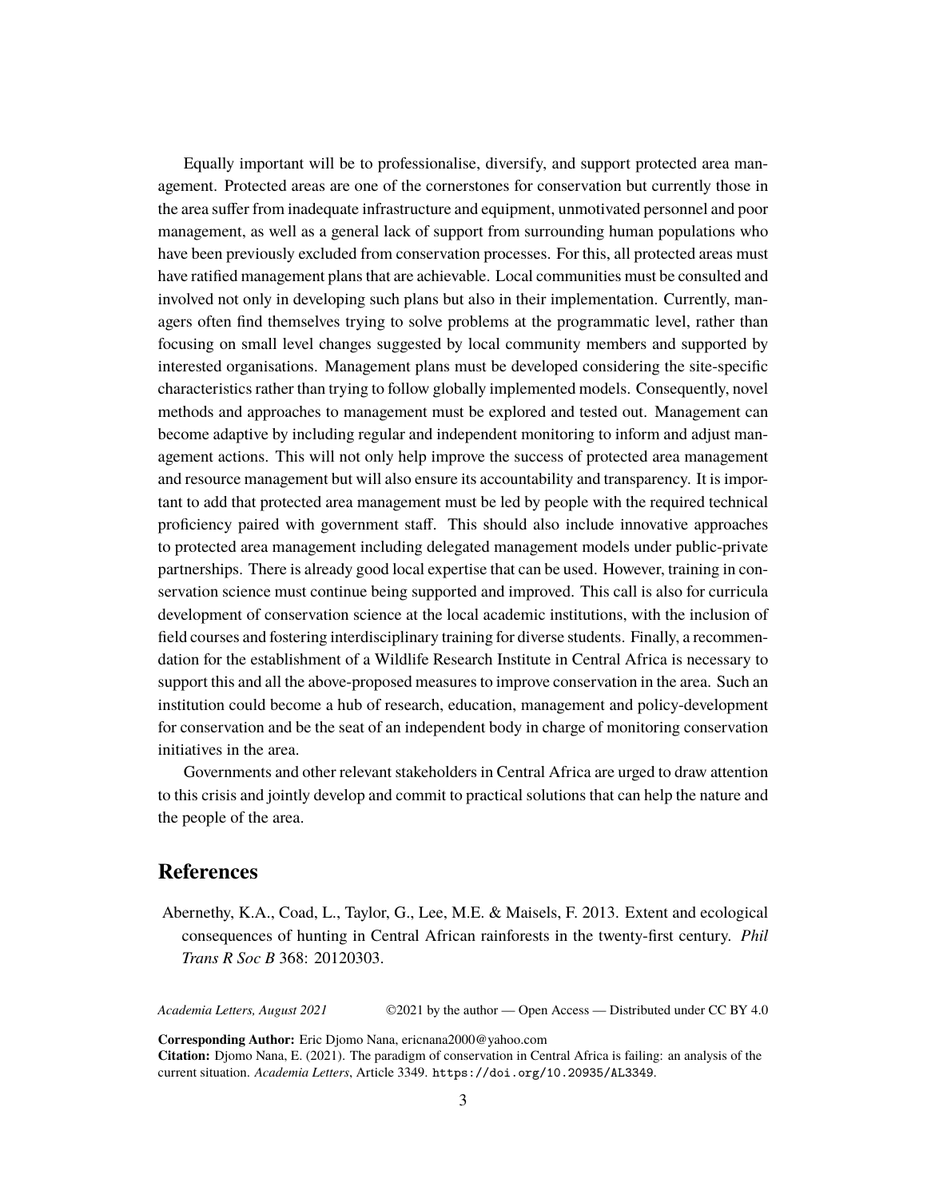Equally important will be to professionalise, diversify, and support protected area management. Protected areas are one of the cornerstones for conservation but currently those in the area suffer from inadequate infrastructure and equipment, unmotivated personnel and poor management, as well as a general lack of support from surrounding human populations who have been previously excluded from conservation processes. For this, all protected areas must have ratified management plans that are achievable. Local communities must be consulted and involved not only in developing such plans but also in their implementation. Currently, managers often find themselves trying to solve problems at the programmatic level, rather than focusing on small level changes suggested by local community members and supported by interested organisations. Management plans must be developed considering the site-specific characteristics rather than trying to follow globally implemented models. Consequently, novel methods and approaches to management must be explored and tested out. Management can become adaptive by including regular and independent monitoring to inform and adjust management actions. This will not only help improve the success of protected area management and resource management but will also ensure its accountability and transparency. It is important to add that protected area management must be led by people with the required technical proficiency paired with government staff. This should also include innovative approaches to protected area management including delegated management models under public-private partnerships. There is already good local expertise that can be used. However, training in conservation science must continue being supported and improved. This call is also for curricula development of conservation science at the local academic institutions, with the inclusion of field courses and fostering interdisciplinary training for diverse students. Finally, a recommendation for the establishment of a Wildlife Research Institute in Central Africa is necessary to support this and all the above-proposed measures to improve conservation in the area. Such an institution could become a hub of research, education, management and policy-development for conservation and be the seat of an independent body in charge of monitoring conservation initiatives in the area.

Governments and other relevant stakeholders in Central Africa are urged to draw attention to this crisis and jointly develop and commit to practical solutions that can help the nature and the people of the area.

## References

Abernethy, K.A., Coad, L., Taylor, G., Lee, M.E. & Maisels, F. 2013. Extent and ecological consequences of hunting in Central African rainforests in the twenty-first century. *Phil Trans R Soc B* 368: 20120303.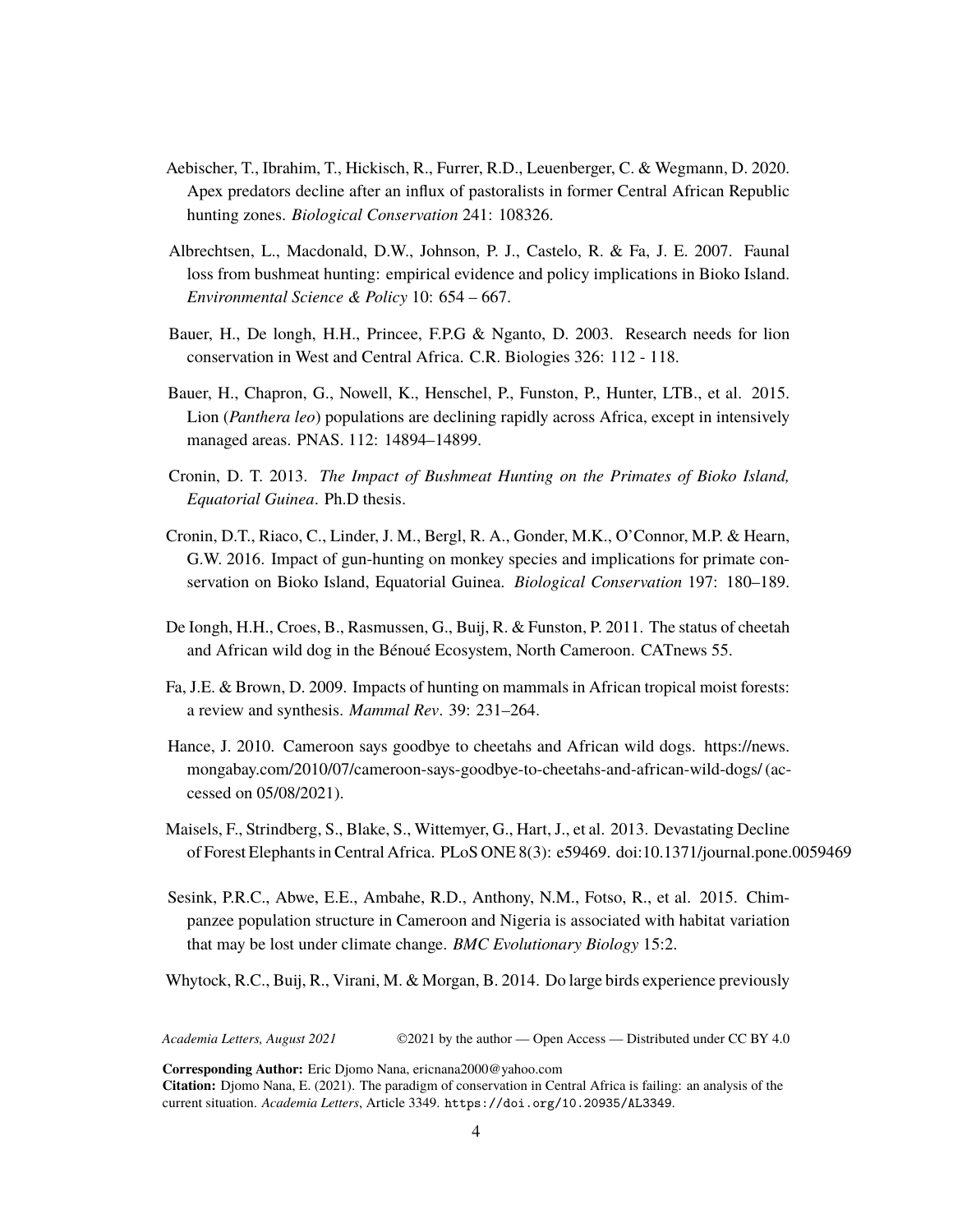Aebischer, T., Ibrahim, T., Hickisch, R., Furrer, R.D., Leuenberger, C. & Wegmann, D. 2020. Apex predators decline after an influx of pastoralists in former Central African Republic hunting zones. *Biological Conservation* 241: 108326.

Albrechtsen, L., Macdonald, D.W., Johnson, P. J., Castelo, R. & Fa, J. E. 2007. Faunal loss from bushmeat hunting: empirical evidence and policy implications in Bioko Island. *Environmental Science & Policy* 10: 654 – 667.

Bauer, H., De longh, H.H., Princee, F.P.G & Nganto, D. 2003. Research needs for lion conservation in West and Central Africa. C.R. Biologies 326: 112 - 118.

Bauer, H., Chapron, G., Nowell, K., Henschel, P., Funston, P., Hunter, LTB., et al. 2015. Lion (*Panthera leo*) populations are declining rapidly across Africa, except in intensively managed areas. PNAS. 112: 14894–14899.

Cronin, D. T. 2013. *The Impact of Bushmeat Hunting on the Primates of Bioko Island, Equatorial Guinea*. Ph.D thesis.

Cronin, D.T., Riaco, C., Linder, J. M., Bergl, R. A., Gonder, M.K., O'Connor, M.P. & Hearn, G.W. 2016. Impact of gun-hunting on monkey species and implications for primate conservation on Bioko Island, Equatorial Guinea. *Biological Conservation* 197: 180–189.

De Iongh, H.H., Croes, B., Rasmussen, G., Buij, R. & Funston, P. 2011. The status of cheetah and African wild dog in the Bénoué Ecosystem, North Cameroon. CATnews 55.

Fa, J.E. & Brown, D. 2009. Impacts of hunting on mammals in African tropical moist forests: a review and synthesis. *Mammal Rev*. 39: 231–264.

Hance, J. 2010. Cameroon says goodbye to cheetahs and African wild dogs. https://news.mongabay.com/2010/07/cameroon-says-goodbye-to-cheetahs-and-african-wild-dogs/ (accessed on 05/08/2021).

Maisels, F., Strindberg, S., Blake, S., Wittemyer, G., Hart, J., et al. 2013. Devastating Decline of Forest Elephants in Central Africa. PLoS ONE 8(3): e59469. doi:10.1371/journal.pone.0059469

Sesink, P.R.C., Abwe, E.E., Ambahe, R.D., Anthony, N.M., Fotso, R., et al. 2015. Chimpanzee population structure in Cameroon and Nigeria is associated with habitat variation that may be lost under climate change. *BMC Evolutionary Biology* 15:2.

Whytock, R.C., Buij, R., Virani, M. & Morgan, B. 2014. Do large birds experience previously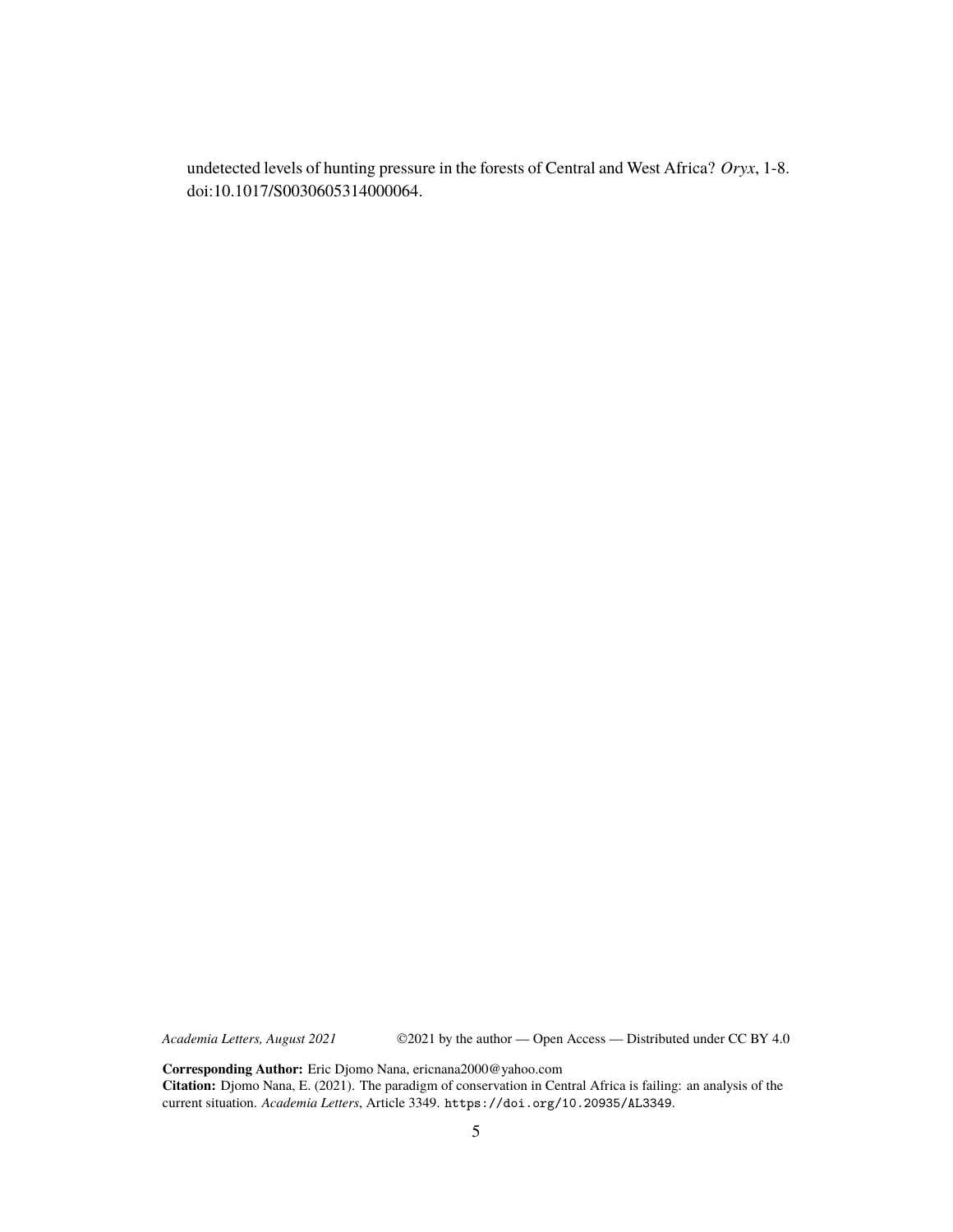undetected levels of hunting pressure in the forests of Central and West Africa? *Oryx*, 1-8. doi:10.1017/S0030605314000064.